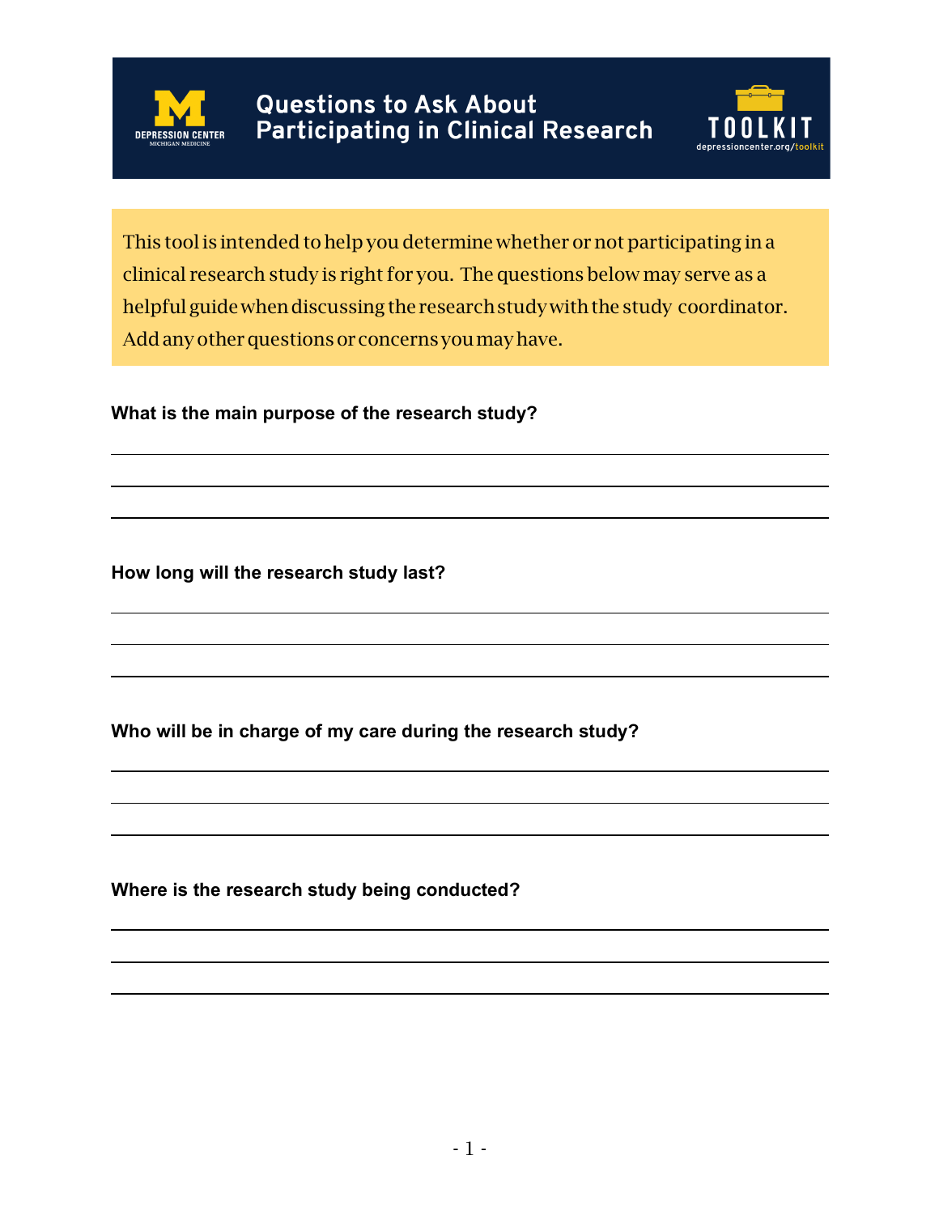# Questions to Ask About Participating in Clinical Research

DEPRESSION CENTER
MICHIGAN MEDICINE

TOOLKIT
depressioncenter.org/toolkit

This tool is intended to help you determine whether or not participating in a clinical research study is right for you. The questions below may serve as a helpful guide when discussing the research study with the study coordinator. Add any other questions or concerns you may have.

**What is the main purpose of the research study?**

______________________________________________

______________________________________________

______________________________________________

**How long will the research study last?**

______________________________________________

______________________________________________

______________________________________________

**Who will be in charge of my care during the research study?**

______________________________________________

______________________________________________

______________________________________________

**Where is the research study being conducted?**

______________________________________________

______________________________________________

______________________________________________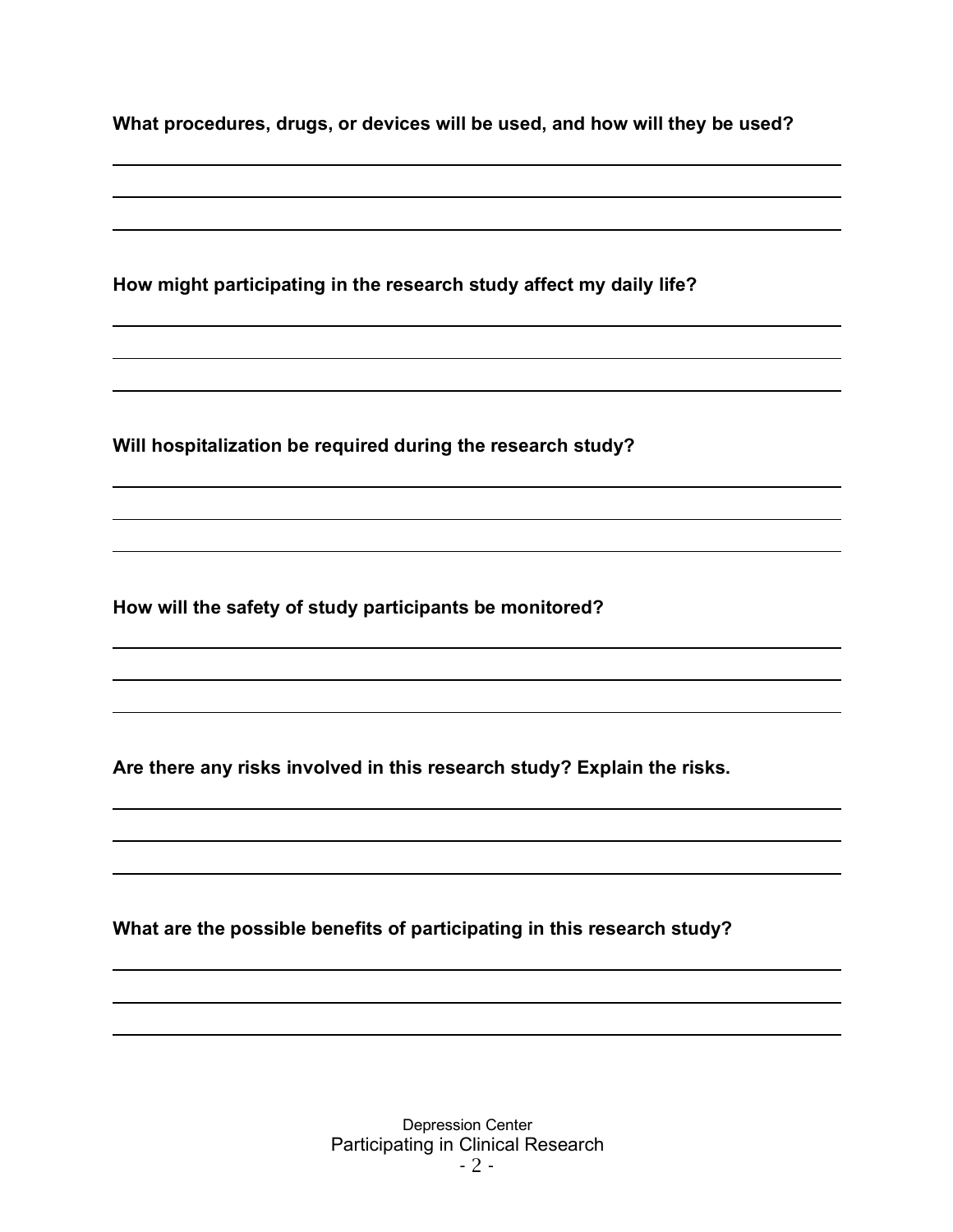**What procedures, drugs, or devices will be used, and how will they be used?**

**How might participating in the research study affect my daily life?**

**Will hospitalization be required during the research study?**

**How will the safety of study participants be monitored?**

**Are there any risks involved in this research study? Explain the risks.**

**What are the possible benefits of participating in this research study?**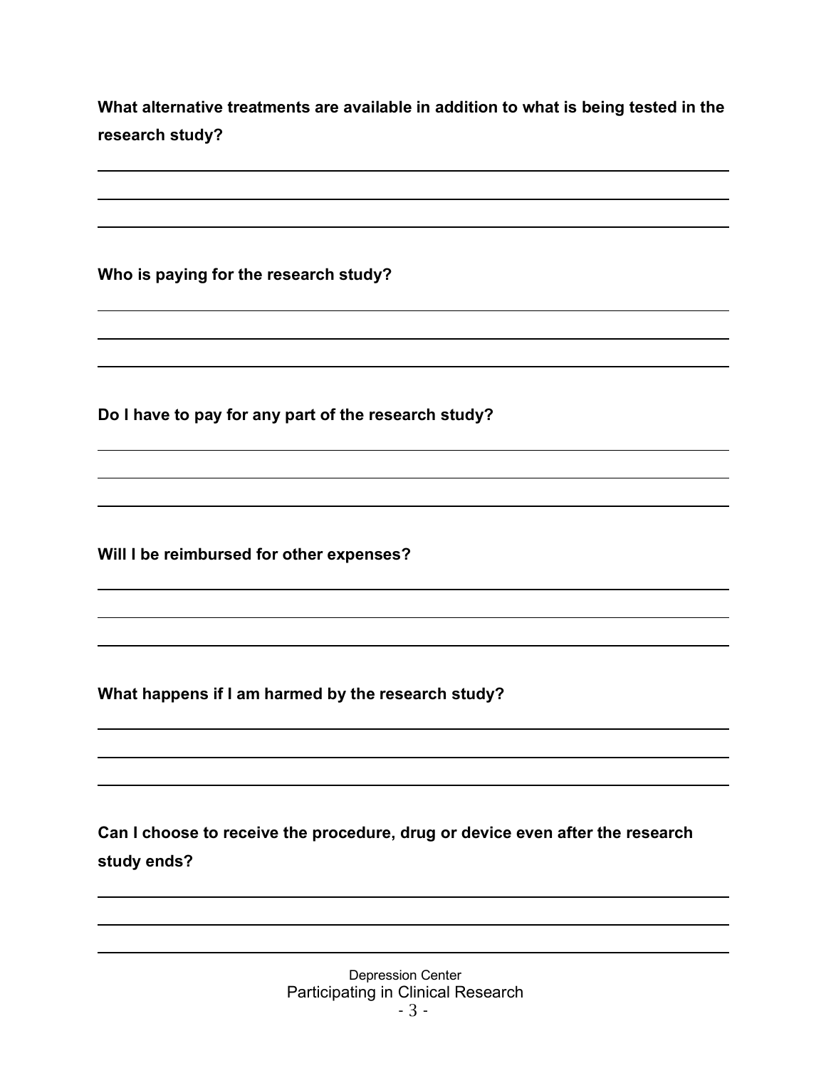**What alternative treatments are available in addition to what is being tested in the research study?**

---

---

---

**Who is paying for the research study?**

---

---

---

**Do I have to pay for any part of the research study?**

---

---

---

**Will I be reimbursed for other expenses?**

---

---

---

**What happens if I am harmed by the research study?**

---

---

---

**Can I choose to receive the procedure, drug or device even after the research study ends?**

---

---

---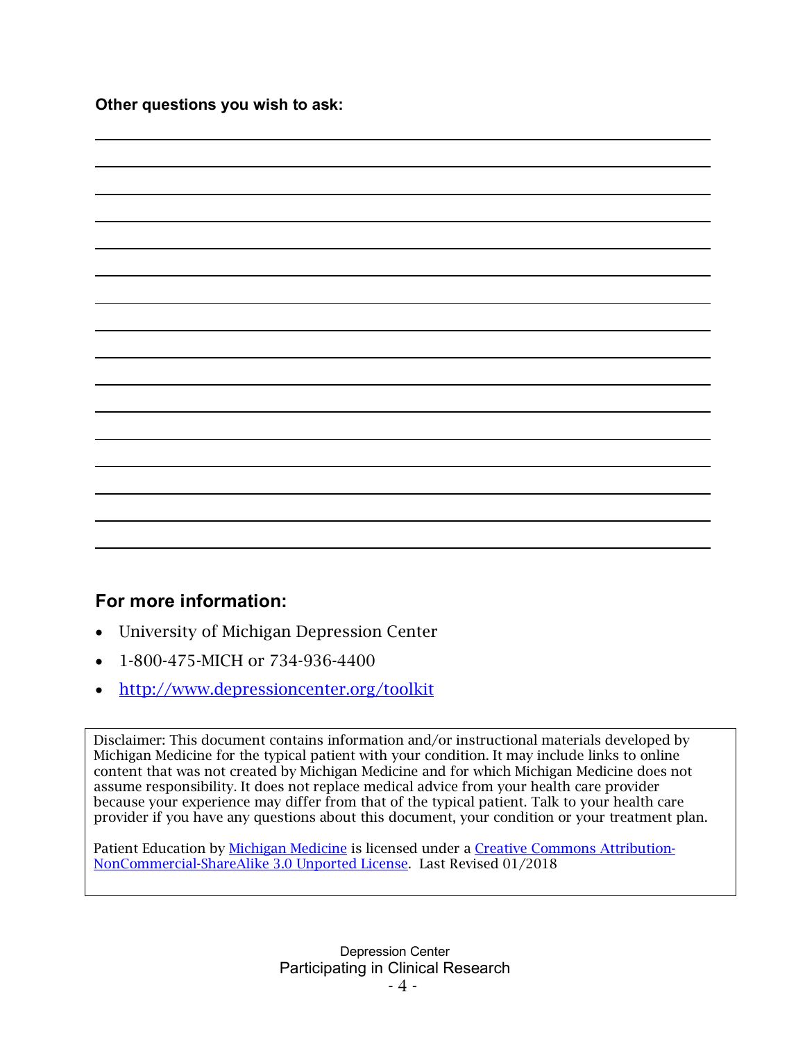**Other questions you wish to ask:**

## For more information:

- University of Michigan Depression Center
- 1-800-475-MICH or 734-936-4400
- http://www.depressioncenter.org/toolkit

Disclaimer: This document contains information and/or instructional materials developed by Michigan Medicine for the typical patient with your condition. It may include links to online content that was not created by Michigan Medicine and for which Michigan Medicine does not assume responsibility. It does not replace medical advice from your health care provider because your experience may differ from that of the typical patient. Talk to your health care provider if you have any questions about this document, your condition or your treatment plan.

Patient Education by Michigan Medicine is licensed under a Creative Commons Attribution-NonCommercial-ShareAlike 3.0 Unported License. Last Revised 01/2018